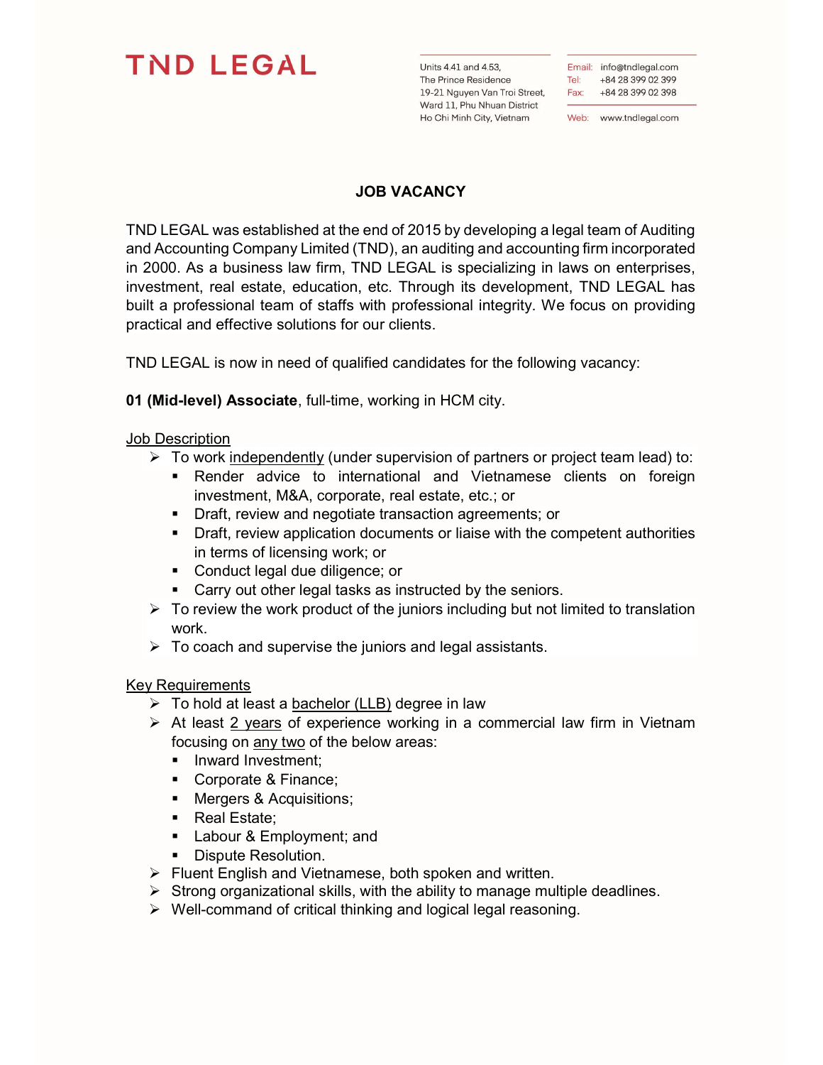# TND LEGAL

Units 4.41 and 4.53,
The Prince Residence
19-21 Nguyen Van Troi Street,
Ward 11, Phu Nhuan District
Ho Chi Minh City, Vietnam

Email: info@tndlegal.com
Tel: +84 28 399 02 399
Fax: +84 28 399 02 398

Web: www.tndlegal.com

## JOB VACANCY

TND LEGAL was established at the end of 2015 by developing a legal team of Auditing and Accounting Company Limited (TND), an auditing and accounting firm incorporated in 2000. As a business law firm, TND LEGAL is specializing in laws on enterprises, investment, real estate, education, etc. Through its development, TND LEGAL has built a professional team of staffs with professional integrity. We focus on providing practical and effective solutions for our clients.

TND LEGAL is now in need of qualified candidates for the following vacancy:

**01 (Mid-level) Associate**, full-time, working in HCM city.

<u>Job Description</u>

- To work <u>independently</u> (under supervision of partners or project team lead) to:
  - Render advice to international and Vietnamese clients on foreign investment, M&A, corporate, real estate, etc.; or
  - Draft, review and negotiate transaction agreements; or
  - Draft, review application documents or liaise with the competent authorities in terms of licensing work; or
  - Conduct legal due diligence; or
  - Carry out other legal tasks as instructed by the seniors.
- To review the work product of the juniors including but not limited to translation work.
- To coach and supervise the juniors and legal assistants.

<u>Key Requirements</u>

- To hold at least a <u>bachelor (LLB)</u> degree in law
- At least <u>2 years</u> of experience working in a commercial law firm in Vietnam focusing on <u>any two</u> of the below areas:
  - Inward Investment;
  - Corporate & Finance;
  - Mergers & Acquisitions;
  - Real Estate;
  - Labour & Employment; and
  - Dispute Resolution.
- Fluent English and Vietnamese, both spoken and written.
- Strong organizational skills, with the ability to manage multiple deadlines.
- Well-command of critical thinking and logical legal reasoning.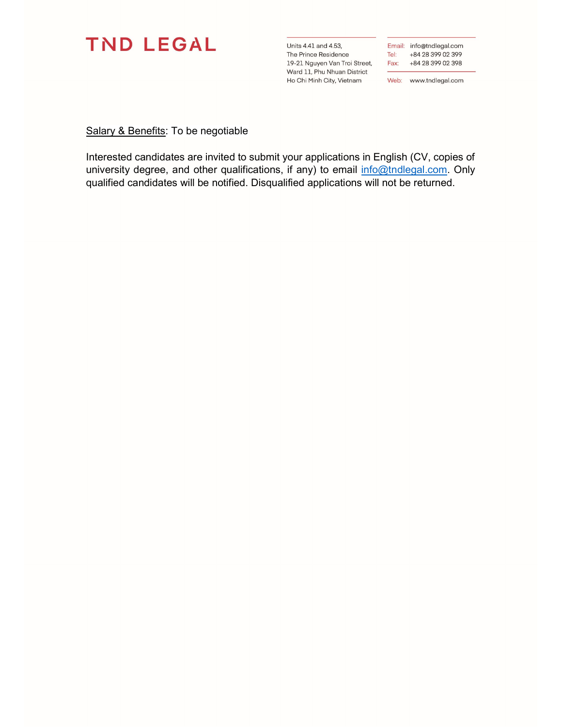Salary & Benefits: To be negotiable

Interested candidates are invited to submit your applications in English (CV, copies of university degree, and other qualifications, if any) to email info@tndlegal.com. Only qualified candidates will be notified. Disqualified applications will not be returned.